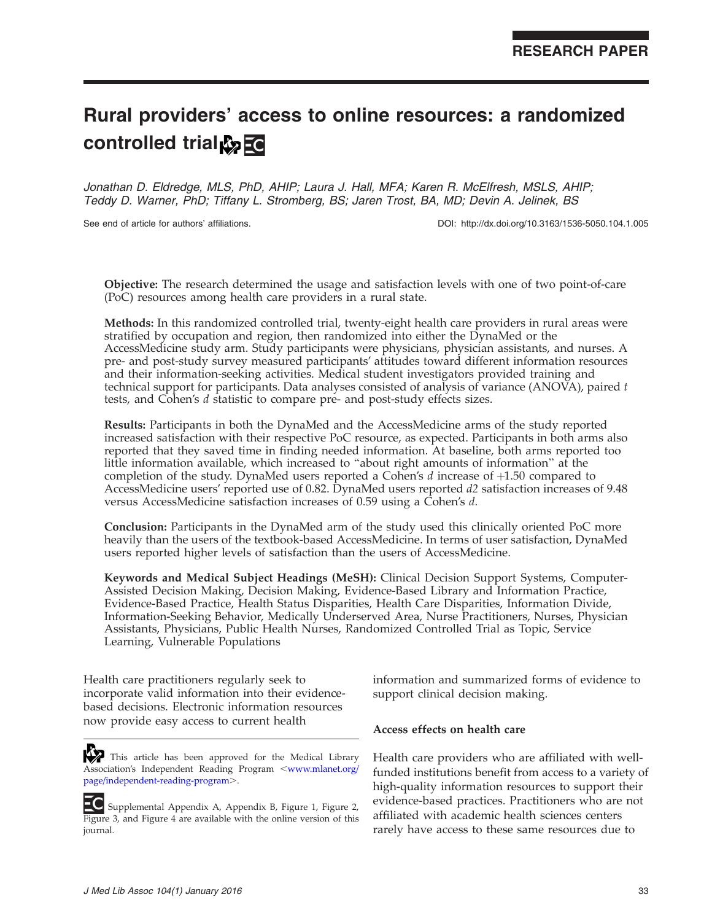RESEARCH PAPER

# Rural providers' access to online resources: a randomized controlled trial

*Jonathan D. Eldredge, MLS, PhD, AHIP; Laura J. Hall, MFA; Karen R. McElfresh, MSLS, AHIP; Teddy D. Warner, PhD; Tiffany L. Stromberg, BS; Jaren Trost, BA, MD; Devin A. Jelinek, BS*

See end of article for authors' affiliations.

DOI: http://dx.doi.org/10.3163/1536-5050.104.1.005

**Objective:** The research determined the usage and satisfaction levels with one of two point-of-care (PoC) resources among health care providers in a rural state.

**Methods:** In this randomized controlled trial, twenty-eight health care providers in rural areas were stratified by occupation and region, then randomized into either the DynaMed or the AccessMedicine study arm. Study participants were physicians, physician assistants, and nurses. A pre- and post-study survey measured participants' attitudes toward different information resources and their information-seeking activities. Medical student investigators provided training and technical support for participants. Data analyses consisted of analysis of variance (ANOVA), paired *t* tests, and Cohen's *d* statistic to compare pre- and post-study effects sizes.

**Results:** Participants in both the DynaMed and the AccessMedicine arms of the study reported increased satisfaction with their respective PoC resource, as expected. Participants in both arms also reported that they saved time in finding needed information. At baseline, both arms reported too little information available, which increased to "about right amounts of information" at the completion of the study. DynaMed users reported a Cohen's *d* increase of +1.50 compared to AccessMedicine users' reported use of 0.82. DynaMed users reported *d2* satisfaction increases of 9.48 versus AccessMedicine satisfaction increases of 0.59 using a Cohen's *d*.

**Conclusion:** Participants in the DynaMed arm of the study used this clinically oriented PoC more heavily than the users of the textbook-based AccessMedicine. In terms of user satisfaction, DynaMed users reported higher levels of satisfaction than the users of AccessMedicine.

**Keywords and Medical Subject Headings (MeSH):** Clinical Decision Support Systems, Computer-Assisted Decision Making, Decision Making, Evidence-Based Library and Information Practice, Evidence-Based Practice, Health Status Disparities, Health Care Disparities, Information Divide, Information-Seeking Behavior, Medically Underserved Area, Nurse Practitioners, Nurses, Physician Assistants, Physicians, Public Health Nurses, Randomized Controlled Trial as Topic, Service Learning, Vulnerable Populations

This article has been approved for the Medical Library Association's Independent Reading Program <www.mlanet.org/page/independent-reading-program>.

Supplemental Appendix A, Appendix B, Figure 1, Figure 2, Figure 3, and Figure 4 are available with the online version of this journal.

Health care practitioners regularly seek to incorporate valid information into their evidence-based decisions. Electronic information resources now provide easy access to current health information and summarized forms of evidence to support clinical decision making.

## Access effects on health care

Health care providers who are affiliated with well-funded institutions benefit from access to a variety of high-quality information resources to support their evidence-based practices. Practitioners who are not affiliated with academic health sciences centers rarely have access to these same resources due to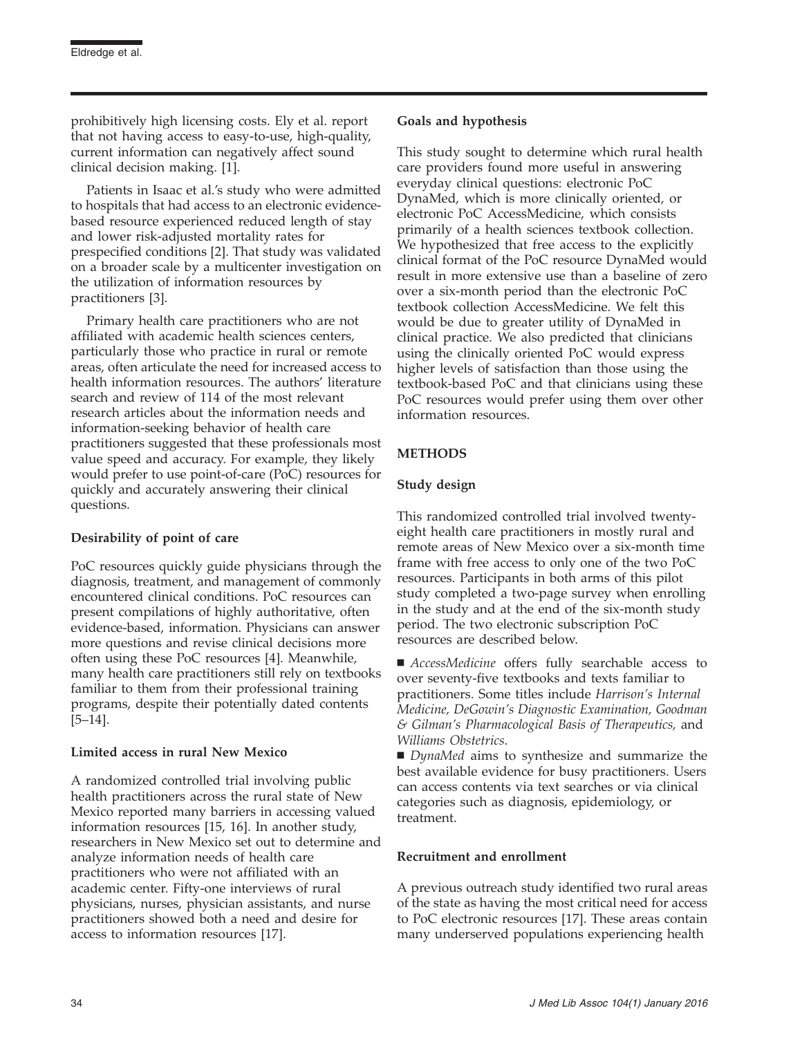prohibitively high licensing costs. Ely et al. report that not having access to easy-to-use, high-quality, current information can negatively affect sound clinical decision making. [1].

Patients in Isaac et al.'s study who were admitted to hospitals that had access to an electronic evidence-based resource experienced reduced length of stay and lower risk-adjusted mortality rates for prespecified conditions [2]. That study was validated on a broader scale by a multicenter investigation on the utilization of information resources by practitioners [3].

Primary health care practitioners who are not affiliated with academic health sciences centers, particularly those who practice in rural or remote areas, often articulate the need for increased access to health information resources. The authors' literature search and review of 114 of the most relevant research articles about the information needs and information-seeking behavior of health care practitioners suggested that these professionals most value speed and accuracy. For example, they likely would prefer to use point-of-care (PoC) resources for quickly and accurately answering their clinical questions.

### Desirability of point of care

PoC resources quickly guide physicians through the diagnosis, treatment, and management of commonly encountered clinical conditions. PoC resources can present compilations of highly authoritative, often evidence-based, information. Physicians can answer more questions and revise clinical decisions more often using these PoC resources [4]. Meanwhile, many health care practitioners still rely on textbooks familiar to them from their professional training programs, despite their potentially dated contents [5–14].

### Limited access in rural New Mexico

A randomized controlled trial involving public health practitioners across the rural state of New Mexico reported many barriers in accessing valued information resources [15, 16]. In another study, researchers in New Mexico set out to determine and analyze information needs of health care practitioners who were not affiliated with an academic center. Fifty-one interviews of rural physicians, nurses, physician assistants, and nurse practitioners showed both a need and desire for access to information resources [17].

### Goals and hypothesis

This study sought to determine which rural health care providers found more useful in answering everyday clinical questions: electronic PoC DynaMed, which is more clinically oriented, or electronic PoC AccessMedicine, which consists primarily of a health sciences textbook collection. We hypothesized that free access to the explicitly clinical format of the PoC resource DynaMed would result in more extensive use than a baseline of zero over a six-month period than the electronic PoC textbook collection AccessMedicine. We felt this would be due to greater utility of DynaMed in clinical practice. We also predicted that clinicians using the clinically oriented PoC would express higher levels of satisfaction than those using the textbook-based PoC and that clinicians using these PoC resources would prefer using them over other information resources.

## METHODS

### Study design

This randomized controlled trial involved twenty-eight health care practitioners in mostly rural and remote areas of New Mexico over a six-month time frame with free access to only one of the two PoC resources. Participants in both arms of this pilot study completed a two-page survey when enrolling in the study and at the end of the six-month study period. The two electronic subscription PoC resources are described below.

- *AccessMedicine* offers fully searchable access to over seventy-five textbooks and texts familiar to practitioners. Some titles include *Harrison's Internal Medicine, DeGowin's Diagnostic Examination, Goodman & Gilman's Pharmacological Basis of Therapeutics,* and *Williams Obstetrics*.
- *DynaMed* aims to synthesize and summarize the best available evidence for busy practitioners. Users can access contents via text searches or via clinical categories such as diagnosis, epidemiology, or treatment.

### Recruitment and enrollment

A previous outreach study identified two rural areas of the state as having the most critical need for access to PoC electronic resources [17]. These areas contain many underserved populations experiencing health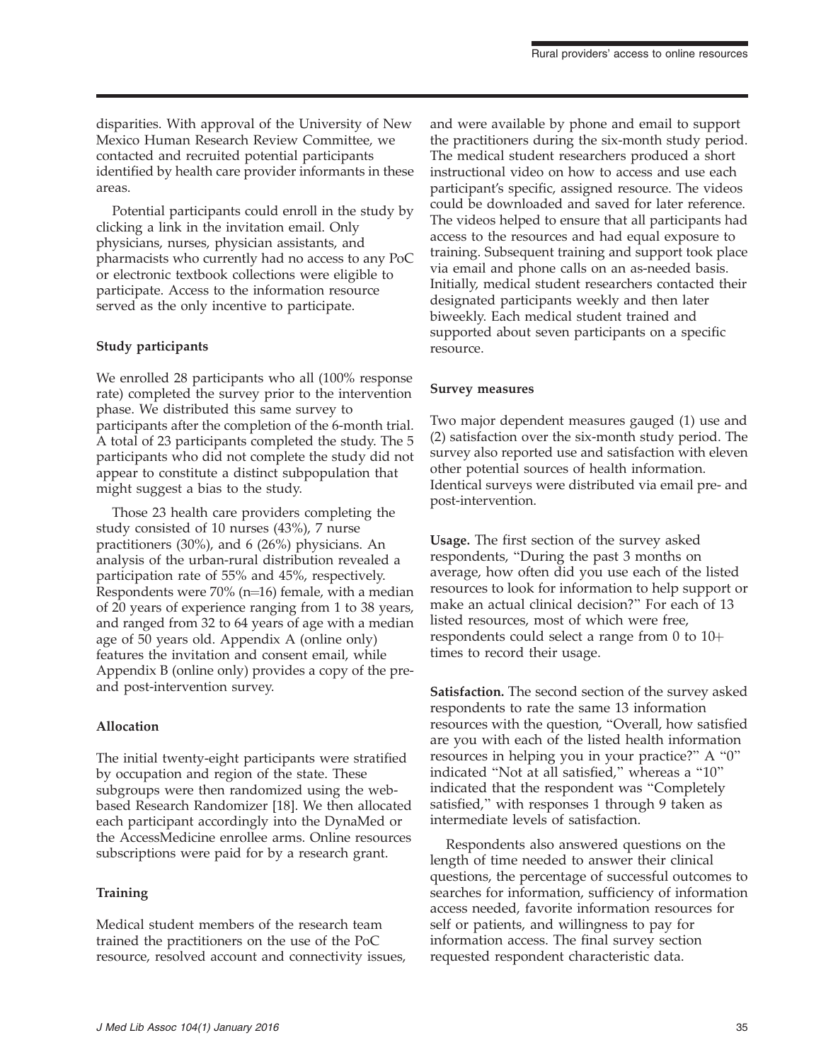disparities. With approval of the University of New Mexico Human Research Review Committee, we contacted and recruited potential participants identified by health care provider informants in these areas.

Potential participants could enroll in the study by clicking a link in the invitation email. Only physicians, nurses, physician assistants, and pharmacists who currently had no access to any PoC or electronic textbook collections were eligible to participate. Access to the information resource served as the only incentive to participate.

### Study participants

We enrolled 28 participants who all (100% response rate) completed the survey prior to the intervention phase. We distributed this same survey to participants after the completion of the 6-month trial. A total of 23 participants completed the study. The 5 participants who did not complete the study did not appear to constitute a distinct subpopulation that might suggest a bias to the study.

Those 23 health care providers completing the study consisted of 10 nurses (43%), 7 nurse practitioners (30%), and 6 (26%) physicians. An analysis of the urban-rural distribution revealed a participation rate of 55% and 45%, respectively. Respondents were 70% (n=16) female, with a median of 20 years of experience ranging from 1 to 38 years, and ranged from 32 to 64 years of age with a median age of 50 years old. Appendix A (online only) features the invitation and consent email, while Appendix B (online only) provides a copy of the pre- and post-intervention survey.

### Allocation

The initial twenty-eight participants were stratified by occupation and region of the state. These subgroups were then randomized using the web-based Research Randomizer [18]. We then allocated each participant accordingly into the DynaMed or the AccessMedicine enrollee arms. Online resources subscriptions were paid for by a research grant.

### Training

Medical student members of the research team trained the practitioners on the use of the PoC resource, resolved account and connectivity issues, and were available by phone and email to support the practitioners during the six-month study period. The medical student researchers produced a short instructional video on how to access and use each participant's specific, assigned resource. The videos could be downloaded and saved for later reference. The videos helped to ensure that all participants had access to the resources and had equal exposure to training. Subsequent training and support took place via email and phone calls on an as-needed basis. Initially, medical student researchers contacted their designated participants weekly and then later biweekly. Each medical student trained and supported about seven participants on a specific resource.

### Survey measures

Two major dependent measures gauged (1) use and (2) satisfaction over the six-month study period. The survey also reported use and satisfaction with eleven other potential sources of health information. Identical surveys were distributed via email pre- and post-intervention.

**Usage.** The first section of the survey asked respondents, "During the past 3 months on average, how often did you use each of the listed resources to look for information to help support or make an actual clinical decision?" For each of 13 listed resources, most of which were free, respondents could select a range from 0 to 10+ times to record their usage.

**Satisfaction.** The second section of the survey asked respondents to rate the same 13 information resources with the question, "Overall, how satisfied are you with each of the listed health information resources in helping you in your practice?" A "0" indicated "Not at all satisfied," whereas a "10" indicated that the respondent was "Completely satisfied," with responses 1 through 9 taken as intermediate levels of satisfaction.

Respondents also answered questions on the length of time needed to answer their clinical questions, the percentage of successful outcomes to searches for information, sufficiency of information access needed, favorite information resources for self or patients, and willingness to pay for information access. The final survey section requested respondent characteristic data.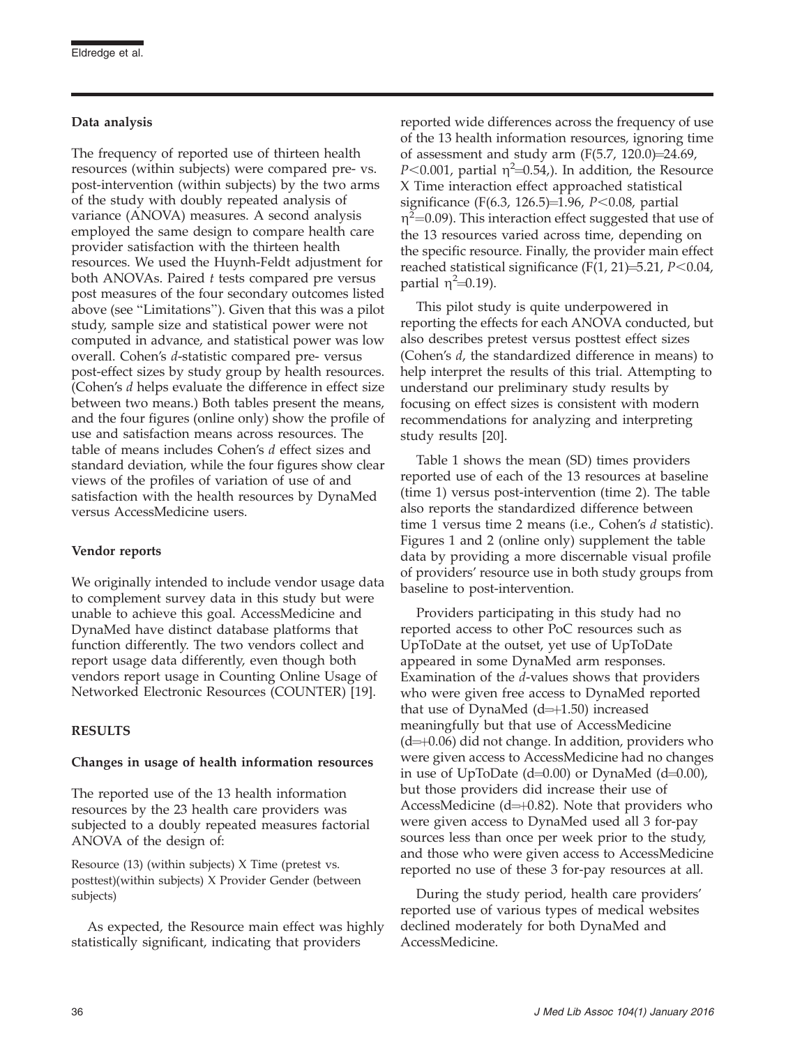**Data analysis**

The frequency of reported use of thirteen health resources (within subjects) were compared pre- vs. post-intervention (within subjects) by the two arms of the study with doubly repeated analysis of variance (ANOVA) measures. A second analysis employed the same design to compare health care provider satisfaction with the thirteen health resources. We used the Huynh-Feldt adjustment for both ANOVAs. Paired *t* tests compared pre versus post measures of the four secondary outcomes listed above (see "Limitations"). Given that this was a pilot study, sample size and statistical power were not computed in advance, and statistical power was low overall. Cohen's *d*-statistic compared pre- versus post-effect sizes by study group by health resources. (Cohen's *d* helps evaluate the difference in effect size between two means.) Both tables present the means, and the four figures (online only) show the profile of use and satisfaction means across resources. The table of means includes Cohen's *d* effect sizes and standard deviation, while the four figures show clear views of the profiles of variation of use of and satisfaction with the health resources by DynaMed versus AccessMedicine users.

**Vendor reports**

We originally intended to include vendor usage data to complement survey data in this study but were unable to achieve this goal. AccessMedicine and DynaMed have distinct database platforms that function differently. The two vendors collect and report usage data differently, even though both vendors report usage in Counting Online Usage of Networked Electronic Resources (COUNTER) [19].

## RESULTS

**Changes in usage of health information resources**

The reported use of the 13 health information resources by the 23 health care providers was subjected to a doubly repeated measures factorial ANOVA of the design of:

Resource (13) (within subjects) X Time (pretest vs. posttest)(within subjects) X Provider Gender (between subjects)

As expected, the Resource main effect was highly statistically significant, indicating that providers reported wide differences across the frequency of use of the 13 health information resources, ignoring time of assessment and study arm ($F(5.7, 120.0)=24.69$, $P<0.001$, partial $\eta^2=0.54$,). In addition, the Resource X Time interaction effect approached statistical significance ($F(6.3, 126.5)=1.96$, $P<0.08$, partial $\eta^2=0.09$). This interaction effect suggested that use of the 13 resources varied across time, depending on the specific resource. Finally, the provider main effect reached statistical significance ($F(1, 21)=5.21$, $P<0.04$, partial $\eta^2=0.19$).

This pilot study is quite underpowered in reporting the effects for each ANOVA conducted, but also describes pretest versus posttest effect sizes (Cohen's *d*, the standardized difference in means) to help interpret the results of this trial. Attempting to understand our preliminary study results by focusing on effect sizes is consistent with modern recommendations for analyzing and interpreting study results [20].

Table 1 shows the mean (SD) times providers reported use of each of the 13 resources at baseline (time 1) versus post-intervention (time 2). The table also reports the standardized difference between time 1 versus time 2 means (i.e., Cohen's *d* statistic). Figures 1 and 2 (online only) supplement the table data by providing a more discernable visual profile of providers' resource use in both study groups from baseline to post-intervention.

Providers participating in this study had no reported access to other PoC resources such as UpToDate at the outset, yet use of UpToDate appeared in some DynaMed arm responses. Examination of the *d*-values shows that providers who were given free access to DynaMed reported that use of DynaMed ($d=+1.50$) increased meaningfully but that use of AccessMedicine ($d=+0.06$) did not change. In addition, providers who were given access to AccessMedicine had no changes in use of UpToDate ($d=0.00$) or DynaMed ($d=0.00$), but those providers did increase their use of AccessMedicine ($d=+0.82$). Note that providers who were given access to DynaMed used all 3 for-pay sources less than once per week prior to the study, and those who were given access to AccessMedicine reported no use of these 3 for-pay resources at all.

During the study period, health care providers' reported use of various types of medical websites declined moderately for both DynaMed and AccessMedicine.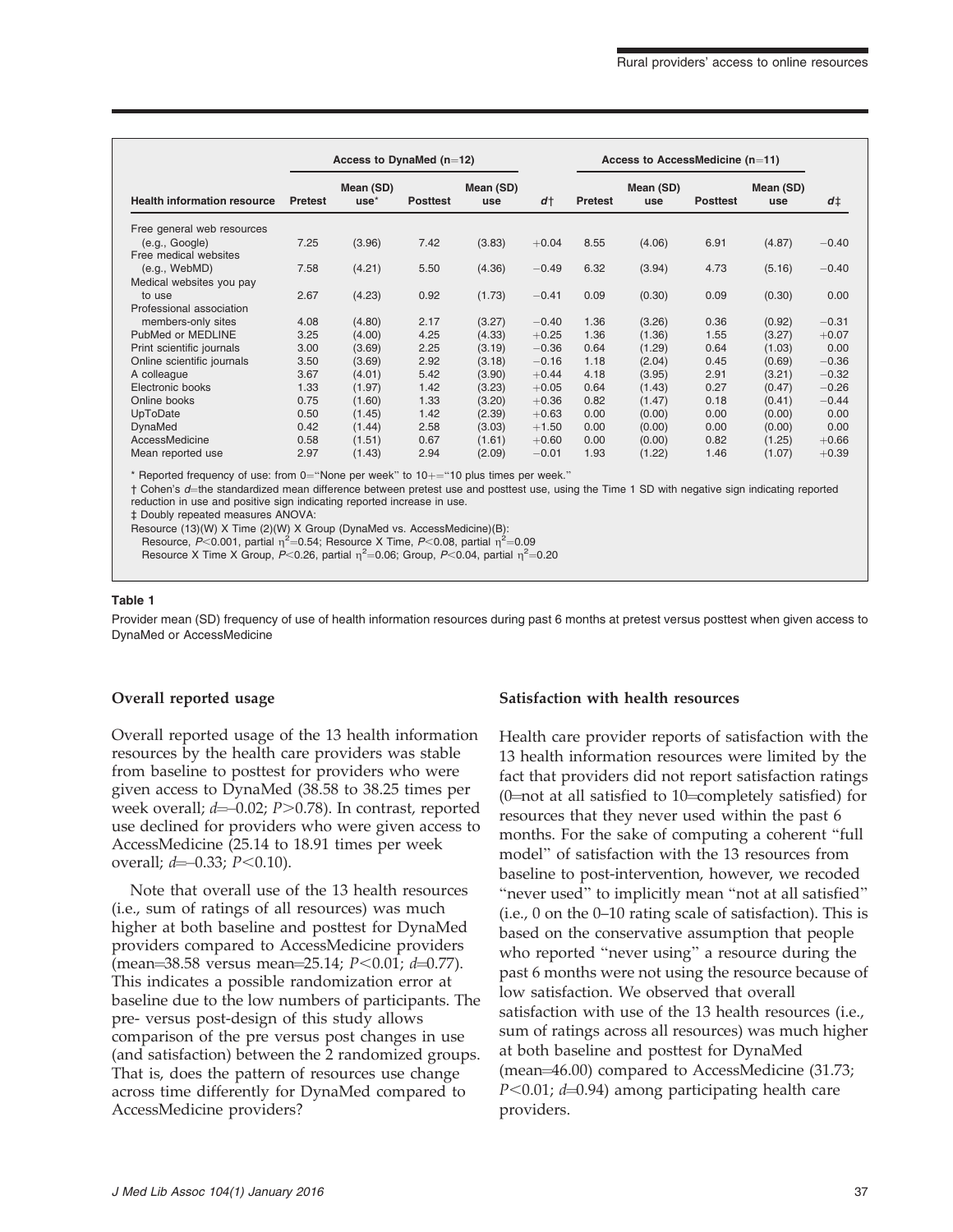| Health information resource | Access to DynaMed (n=12) | | | | | Access to AccessMedicine (n=11) | | | | |
|---|---|---|---|---|---|---|---|---|---|---|
| | Pretest | Mean (SD) use* | Posttest | Mean (SD) use | d† | Pretest | Mean (SD) use | Posttest | Mean (SD) use | d‡ |
| Free general web resources (e.g., Google) | 7.25 | (3.96) | 7.42 | (3.83) | +0.04 | 8.55 | (4.06) | 6.91 | (4.87) | −0.40 |
| Free medical websites (e.g., WebMD) | 7.58 | (4.21) | 5.50 | (4.36) | −0.49 | 6.32 | (3.94) | 4.73 | (5.16) | −0.40 |
| Medical websites you pay to use | 2.67 | (4.23) | 0.92 | (1.73) | −0.41 | 0.09 | (0.30) | 0.09 | (0.30) | 0.00 |
| Professional association members-only sites | 4.08 | (4.80) | 2.17 | (3.27) | −0.40 | 1.36 | (3.26) | 0.36 | (0.92) | −0.31 |
| PubMed or MEDLINE | 3.25 | (4.00) | 4.25 | (4.33) | +0.25 | 1.36 | (1.36) | 1.55 | (3.27) | +0.07 |
| Print scientific journals | 3.00 | (3.69) | 2.25 | (3.19) | −0.36 | 0.64 | (1.29) | 0.64 | (1.03) | 0.00 |
| Online scientific journals | 3.50 | (3.69) | 2.92 | (3.18) | −0.16 | 1.18 | (2.04) | 0.45 | (0.69) | −0.36 |
| A colleague | 3.67 | (4.01) | 5.42 | (3.90) | +0.44 | 4.18 | (3.95) | 2.91 | (3.21) | −0.32 |
| Electronic books | 1.33 | (1.97) | 1.42 | (3.23) | +0.05 | 0.64 | (1.43) | 0.27 | (0.47) | −0.26 |
| Online books | 0.75 | (1.60) | 1.33 | (3.20) | +0.36 | 0.82 | (1.47) | 0.18 | (0.41) | −0.44 |
| UpToDate | 0.50 | (1.45) | 1.42 | (2.39) | +0.63 | 0.00 | (0.00) | 0.00 | (0.00) | 0.00 |
| DynaMed | 0.42 | (1.44) | 2.58 | (3.03) | +1.50 | 0.00 | (0.00) | 0.00 | (0.00) | 0.00 |
| AccessMedicine | 0.58 | (1.51) | 0.67 | (1.61) | +0.60 | 0.00 | (0.00) | 0.82 | (1.25) | +0.66 |
| Mean reported use | 2.97 | (1.43) | 2.94 | (2.09) | −0.01 | 1.93 | (1.22) | 1.46 | (1.07) | +0.39 |

\* Reported frequency of use: from 0="None per week" to 10+="10 plus times per week."

† Cohen's *d*=the standardized mean difference between pretest use and posttest use, using the Time 1 SD with negative sign indicating reported reduction in use and positive sign indicating reported increase in use.

‡ Doubly repeated measures ANOVA:

Resource (13)(W) X Time (2)(W) X Group (DynaMed vs. AccessMedicine)(B):

Resource, $P<0.001$, partial $\eta^2=0.54$; Resource X Time, $P<0.08$, partial $\eta^2=0.09$

Resource X Time X Group, $P<0.26$, partial $\eta^2=0.06$; Group, $P<0.04$, partial $\eta^2=0.20$

**Table 1**

Provider mean (SD) frequency of use of health information resources during past 6 months at pretest versus posttest when given access to DynaMed or AccessMedicine

### Overall reported usage

Overall reported usage of the 13 health information resources by the health care providers was stable from baseline to posttest for providers who were given access to DynaMed (38.58 to 38.25 times per week overall; $d=-0.02$; $P>0.78$). In contrast, reported use declined for providers who were given access to AccessMedicine (25.14 to 18.91 times per week overall; $d=-0.33$; $P<0.10$).

Note that overall use of the 13 health resources (i.e., sum of ratings of all resources) was much higher at both baseline and posttest for DynaMed providers compared to AccessMedicine providers (mean=38.58 versus mean=25.14; $P<0.01$; $d=0.77$). This indicates a possible randomization error at baseline due to the low numbers of participants. The pre- versus post-design of this study allows comparison of the pre versus post changes in use (and satisfaction) between the 2 randomized groups. That is, does the pattern of resources use change across time differently for DynaMed compared to AccessMedicine providers?

### Satisfaction with health resources

Health care provider reports of satisfaction with the 13 health information resources were limited by the fact that providers did not report satisfaction ratings (0=not at all satisfied to 10=completely satisfied) for resources that they never used within the past 6 months. For the sake of computing a coherent "full model" of satisfaction with the 13 resources from baseline to post-intervention, however, we recoded "never used" to implicitly mean "not at all satisfied" (i.e., 0 on the 0–10 rating scale of satisfaction). This is based on the conservative assumption that people who reported "never using" a resource during the past 6 months were not using the resource because of low satisfaction. We observed that overall satisfaction with use of the 13 health resources (i.e., sum of ratings across all resources) was much higher at both baseline and posttest for DynaMed (mean=46.00) compared to AccessMedicine (31.73; $P<0.01$; $d=0.94$) among participating health care providers.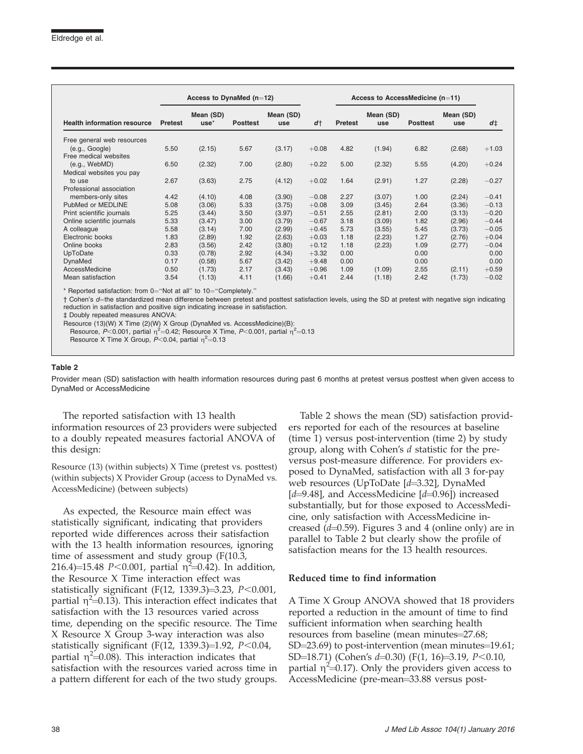| Health information resource | Access to DynaMed (n=12) | | | | | Access to AccessMedicine (n=11) | | | | |
|---|---|---|---|---|---|---|---|---|---|---|
| | Pretest | Mean (SD) use* | Posttest | Mean (SD) use | d† | Pretest | Mean (SD) use | Posttest | Mean (SD) use | d‡ |
| Free general web resources (e.g., Google) | 5.50 | (2.15) | 5.67 | (3.17) | +0.08 | 4.82 | (1.94) | 6.82 | (2.68) | +1.03 |
| Free medical websites (e.g., WebMD) | 6.50 | (2.32) | 7.00 | (2.80) | +0.22 | 5.00 | (2.32) | 5.55 | (4.20) | +0.24 |
| Medical websites you pay to use | 2.67 | (3.63) | 2.75 | (4.12) | +0.02 | 1.64 | (2.91) | 1.27 | (2.28) | −0.27 |
| Professional association members-only sites | 4.42 | (4.10) | 4.08 | (3.90) | −0.08 | 2.27 | (3.07) | 1.00 | (2.24) | −0.41 |
| PubMed or MEDLINE | 5.08 | (3.06) | 5.33 | (3.75) | +0.08 | 3.09 | (3.45) | 2.64 | (3.36) | −0.13 |
| Print scientific journals | 5.25 | (3.44) | 3.50 | (3.97) | −0.51 | 2.55 | (2.81) | 2.00 | (3.13) | −0.20 |
| Online scientific journals | 5.33 | (3.47) | 3.00 | (3.79) | −0.67 | 3.18 | (3.09) | 1.82 | (2.96) | −0.44 |
| A colleague | 5.58 | (3.14) | 7.00 | (2.99) | +0.45 | 5.73 | (3.55) | 5.45 | (3.73) | −0.05 |
| Electronic books | 1.83 | (2.89) | 1.92 | (2.63) | +0.03 | 1.18 | (2.23) | 1.27 | (2.76) | +0.04 |
| Online books | 2.83 | (3.56) | 2.42 | (3.80) | +0.12 | 1.18 | (2.23) | 1.09 | (2.77) | −0.04 |
| UpToDate | 0.33 | (0.78) | 2.92 | (4.34) | +3.32 | 0.00 | | 0.00 | | 0.00 |
| DynaMed | 0.17 | (0.58) | 5.67 | (3.42) | +9.48 | 0.00 | | 0.00 | | 0.00 |
| AccessMedicine | 0.50 | (1.73) | 2.17 | (3.43) | +0.96 | 1.09 | (1.09) | 2.55 | (2.11) | +0.59 |
| Mean satisfaction | 3.54 | (1.13) | 4.11 | (1.66) | +0.41 | 2.44 | (1.18) | 2.42 | (1.73) | −0.02 |

* Reported satisfaction: from 0="Not at all" to 10="Completely."

† Cohen's $d$=the standardized mean difference between pretest and posttest satisfaction levels, using the SD at pretest with negative sign indicating reduction in satisfaction and positive sign indicating increase in satisfaction.

‡ Doubly repeated measures ANOVA:

Resource (13)(W) X Time (2)(W) X Group (DynaMed vs. AccessMedicine)(B):

Resource, $P<0.001$, partial $\eta^2=0.42$; Resource X Time, $P<0.001$, partial $\eta^2=0.13$

Resource X Time X Group, $P<0.04$, partial $\eta^2=0.13$

**Table 2**

Provider mean (SD) satisfaction with health information resources during past 6 months at pretest versus posttest when given access to DynaMed or AccessMedicine

The reported satisfaction with 13 health information resources of 23 providers were subjected to a doubly repeated measures factorial ANOVA of this design:

Resource (13) (within subjects) X Time (pretest vs. posttest) (within subjects) X Provider Group (access to DynaMed vs. AccessMedicine) (between subjects)

As expected, the Resource main effect was statistically significant, indicating that providers reported wide differences across their satisfaction with the 13 health information resources, ignoring time of assessment and study group ($F(10.3, 216.4)=15.48$ $P<0.001$, partial $\eta^2=0.42$). In addition, the Resource X Time interaction effect was statistically significant ($F(12, 1339.3)=3.23$, $P<0.001$, partial $\eta^2=0.13$). This interaction effect indicates that satisfaction with the 13 resources varied across time, depending on the specific resource. The Time X Resource X Group 3-way interaction was also statistically significant ($F(12, 1339.3)=1.92$, $P<0.04$, partial $\eta^2=0.08$). This interaction indicates that satisfaction with the resources varied across time in a pattern different for each of the two study groups.

Table 2 shows the mean (SD) satisfaction providers reported for each of the resources at baseline (time 1) versus post-intervention (time 2) by study group, along with Cohen's $d$ statistic for the pre- versus post-measure difference. For providers exposed to DynaMed, satisfaction with all 3 for-pay web resources (UpToDate [$d$=3.32], DynaMed [$d$=9.48], and AccessMedicine [$d$=0.96]) increased substantially, but for those exposed to AccessMedicine, only satisfaction with AccessMedicine increased ($d$=0.59). Figures 3 and 4 (online only) are in parallel to Table 2 but clearly show the profile of satisfaction means for the 13 health resources.

### Reduced time to find information

A Time X Group ANOVA showed that 18 providers reported a reduction in the amount of time to find sufficient information when searching health resources from baseline (mean minutes=27.68; SD=23.69) to post-intervention (mean minutes=19.61; SD=18.71) (Cohen's $d$=0.30) ($F(1, 16)=3.19$, $P<0.10$, partial $\eta^2=0.17$). Only the providers given access to AccessMedicine (pre-mean=33.88 versus post-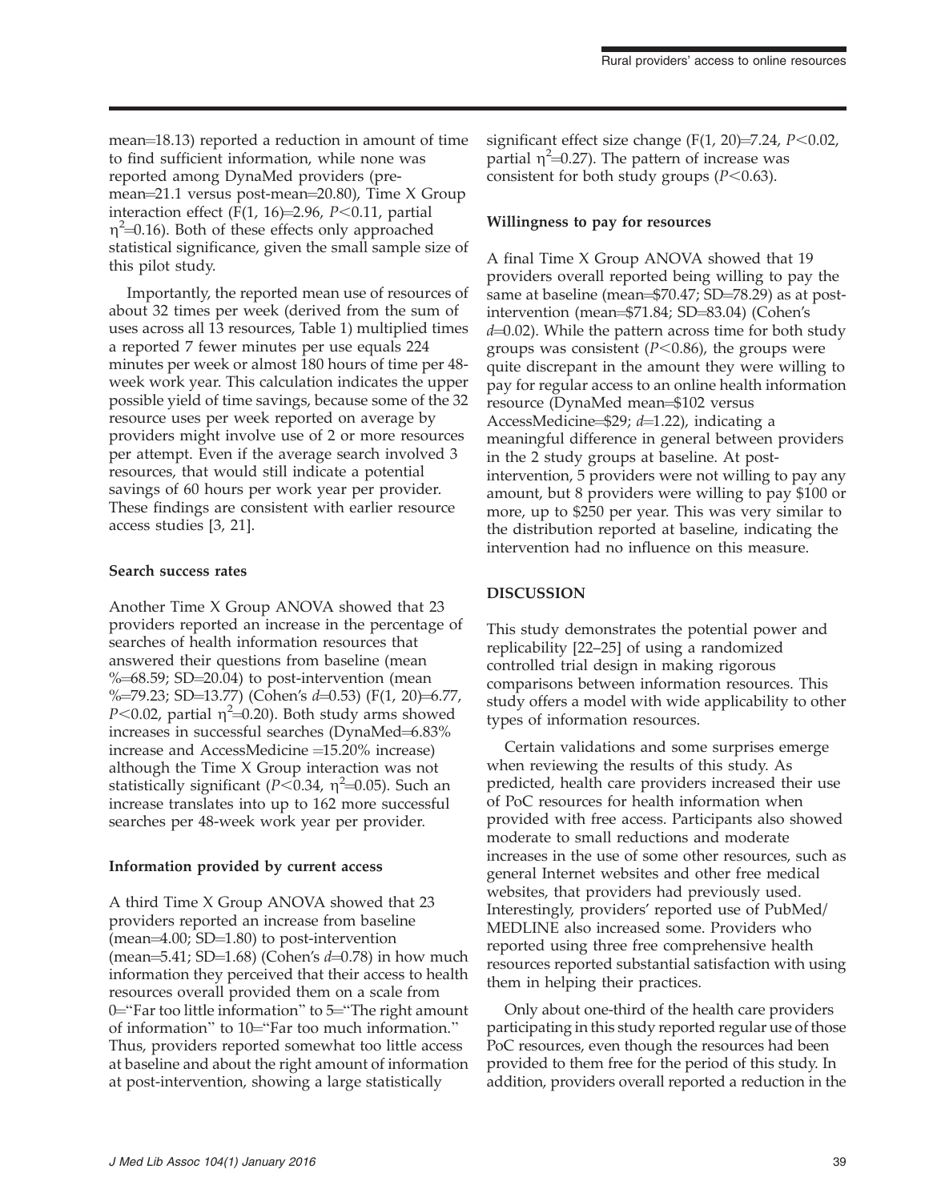mean=18.13) reported a reduction in amount of time to find sufficient information, while none was reported among DynaMed providers (pre-mean=21.1 versus post-mean=20.80), Time X Group interaction effect ($F(1, 16)=2.96$, $P<0.11$, partial $\eta^2=0.16$). Both of these effects only approached statistical significance, given the small sample size of this pilot study.

Importantly, the reported mean use of resources of about 32 times per week (derived from the sum of uses across all 13 resources, Table 1) multiplied times a reported 7 fewer minutes per use equals 224 minutes per week or almost 180 hours of time per 48-week work year. This calculation indicates the upper possible yield of time savings, because some of the 32 resource uses per week reported on average by providers might involve use of 2 or more resources per attempt. Even if the average search involved 3 resources, that would still indicate a potential savings of 60 hours per work year per provider. These findings are consistent with earlier resource access studies [3, 21].

### Search success rates

Another Time X Group ANOVA showed that 23 providers reported an increase in the percentage of searches of health information resources that answered their questions from baseline (mean %=68.59; SD=20.04) to post-intervention (mean %=79.23; SD=13.77) (Cohen's $d$=0.53) ($F(1, 20)=6.77$, $P<0.02$, partial $\eta^2=0.20$). Both study arms showed increases in successful searches (DynaMed=6.83% increase and AccessMedicine =15.20% increase) although the Time X Group interaction was not statistically significant ($P<0.34$, $\eta^2=0.05$). Such an increase translates into up to 162 more successful searches per 48-week work year per provider.

### Information provided by current access

A third Time X Group ANOVA showed that 23 providers reported an increase from baseline (mean=4.00; SD=1.80) to post-intervention (mean=5.41; SD=1.68) (Cohen's $d$=0.78) in how much information they perceived that their access to health resources overall provided them on a scale from 0="Far too little information" to 5="The right amount of information" to 10="Far too much information." Thus, providers reported somewhat too little access at baseline and about the right amount of information at post-intervention, showing a large statistically significant effect size change ($F(1, 20)=7.24$, $P<0.02$, partial $\eta^2=0.27$). The pattern of increase was consistent for both study groups ($P<0.63$).

### Willingness to pay for resources

A final Time X Group ANOVA showed that 19 providers overall reported being willing to pay the same at baseline (mean=\$70.47; SD=78.29) as at post-intervention (mean=\$71.84; SD=83.04) (Cohen's $d$=0.02). While the pattern across time for both study groups was consistent ($P<0.86$), the groups were quite discrepant in the amount they were willing to pay for regular access to an online health information resource (DynaMed mean=\$102 versus AccessMedicine=\$29; $d$=1.22), indicating a meaningful difference in general between providers in the 2 study groups at baseline. At post-intervention, 5 providers were not willing to pay any amount, but 8 providers were willing to pay \$100 or more, up to \$250 per year. This was very similar to the distribution reported at baseline, indicating the intervention had no influence on this measure.

## DISCUSSION

This study demonstrates the potential power and replicability [22–25] of using a randomized controlled trial design in making rigorous comparisons between information resources. This study offers a model with wide applicability to other types of information resources.

Certain validations and some surprises emerge when reviewing the results of this study. As predicted, health care providers increased their use of PoC resources for health information when provided with free access. Participants also showed moderate to small reductions and moderate increases in the use of some other resources, such as general Internet websites and other free medical websites, that providers had previously used. Interestingly, providers' reported use of PubMed/MEDLINE also increased some. Providers who reported using three free comprehensive health resources reported substantial satisfaction with using them in helping their practices.

Only about one-third of the health care providers participating in this study reported regular use of those PoC resources, even though the resources had been provided to them free for the period of this study. In addition, providers overall reported a reduction in the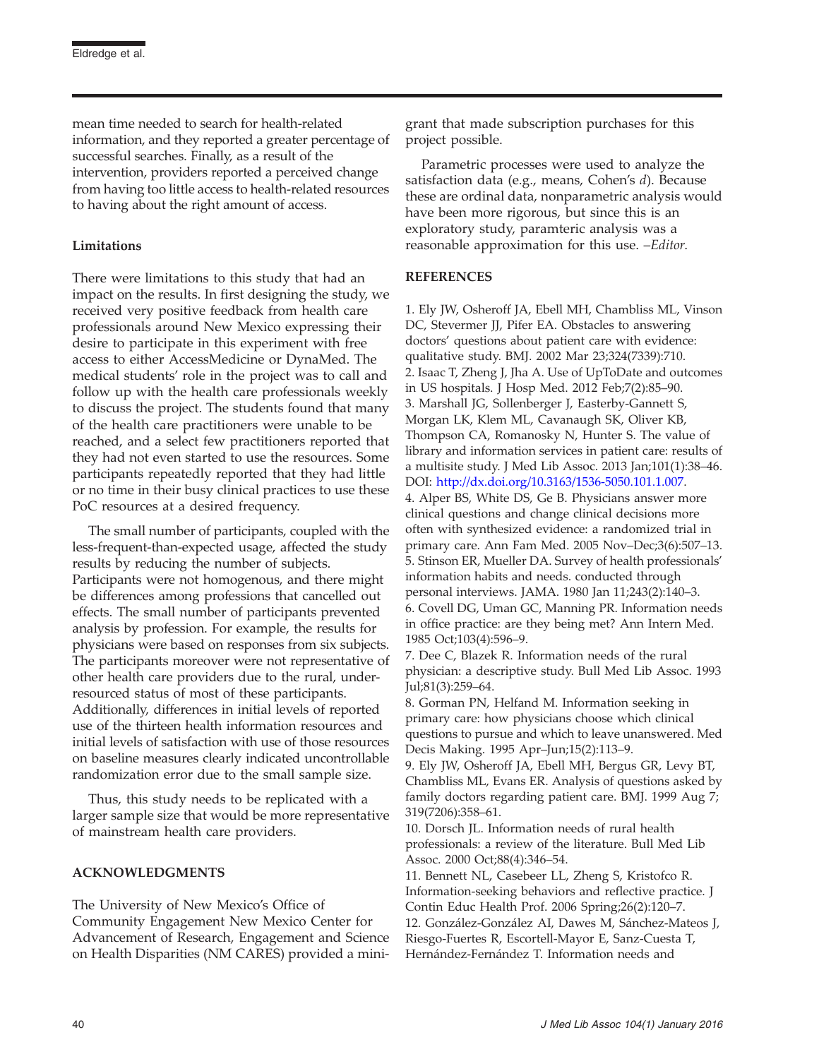mean time needed to search for health-related information, and they reported a greater percentage of successful searches. Finally, as a result of the intervention, providers reported a perceived change from having too little access to health-related resources to having about the right amount of access.

### Limitations

There were limitations to this study that had an impact on the results. In first designing the study, we received very positive feedback from health care professionals around New Mexico expressing their desire to participate in this experiment with free access to either AccessMedicine or DynaMed. The medical students' role in the project was to call and follow up with the health care professionals weekly to discuss the project. The students found that many of the health care practitioners were unable to be reached, and a select few practitioners reported that they had not even started to use the resources. Some participants repeatedly reported that they had little or no time in their busy clinical practices to use these PoC resources at a desired frequency.

The small number of participants, coupled with the less-frequent-than-expected usage, affected the study results by reducing the number of subjects. Participants were not homogenous, and there might be differences among professions that cancelled out effects. The small number of participants prevented analysis by profession. For example, the results for physicians were based on responses from six subjects. The participants moreover were not representative of other health care providers due to the rural, under-resourced status of most of these participants. Additionally, differences in initial levels of reported use of the thirteen health information resources and initial levels of satisfaction with use of those resources on baseline measures clearly indicated uncontrollable randomization error due to the small sample size.

Thus, this study needs to be replicated with a larger sample size that would be more representative of mainstream health care providers.

## ACKNOWLEDGMENTS

The University of New Mexico's Office of Community Engagement New Mexico Center for Advancement of Research, Engagement and Science on Health Disparities (NM CARES) provided a mini-grant that made subscription purchases for this project possible.

Parametric processes were used to analyze the satisfaction data (e.g., means, Cohen's *d*). Because these are ordinal data, nonparametric analysis would have been more rigorous, but since this is an exploratory study, paramteric analysis was a reasonable approximation for this use. *–Editor.*

## REFERENCES

1. Ely JW, Osheroff JA, Ebell MH, Chambliss ML, Vinson DC, Stevermer JJ, Pifer EA. Obstacles to answering doctors' questions about patient care with evidence: qualitative study. BMJ. 2002 Mar 23;324(7339):710.
2. Isaac T, Zheng J, Jha A. Use of UpToDate and outcomes in US hospitals. J Hosp Med. 2012 Feb;7(2):85–90.
3. Marshall JG, Sollenberger J, Easterby-Gannett S, Morgan LK, Klem ML, Cavanaugh SK, Oliver KB, Thompson CA, Romanosky N, Hunter S. The value of library and information services in patient care: results of a multisite study. J Med Lib Assoc. 2013 Jan;101(1):38–46. DOI: http://dx.doi.org/10.3163/1536-5050.101.1.007.
4. Alper BS, White DS, Ge B. Physicians answer more clinical questions and change clinical decisions more often with synthesized evidence: a randomized trial in primary care. Ann Fam Med. 2005 Nov–Dec;3(6):507–13.
5. Stinson ER, Mueller DA. Survey of health professionals' information habits and needs. conducted through personal interviews. JAMA. 1980 Jan 11;243(2):140–3.
6. Covell DG, Uman GC, Manning PR. Information needs in office practice: are they being met? Ann Intern Med. 1985 Oct;103(4):596–9.
7. Dee C, Blazek R. Information needs of the rural physician: a descriptive study. Bull Med Lib Assoc. 1993 Jul;81(3):259–64.
8. Gorman PN, Helfand M. Information seeking in primary care: how physicians choose which clinical questions to pursue and which to leave unanswered. Med Decis Making. 1995 Apr–Jun;15(2):113–9.
9. Ely JW, Osheroff JA, Ebell MH, Bergus GR, Levy BT, Chambliss ML, Evans ER. Analysis of questions asked by family doctors regarding patient care. BMJ. 1999 Aug 7; 319(7206):358–61.
10. Dorsch JL. Information needs of rural health professionals: a review of the literature. Bull Med Lib Assoc. 2000 Oct;88(4):346–54.
11. Bennett NL, Casebeer LL, Zheng S, Kristofco R. Information-seeking behaviors and reflective practice. J Contin Educ Health Prof. 2006 Spring;26(2):120–7.
12. González-González AI, Dawes M, Sánchez-Mateos J, Riesgo-Fuertes R, Escortell-Mayor E, Sanz-Cuesta T, Hernández-Fernández T. Information needs and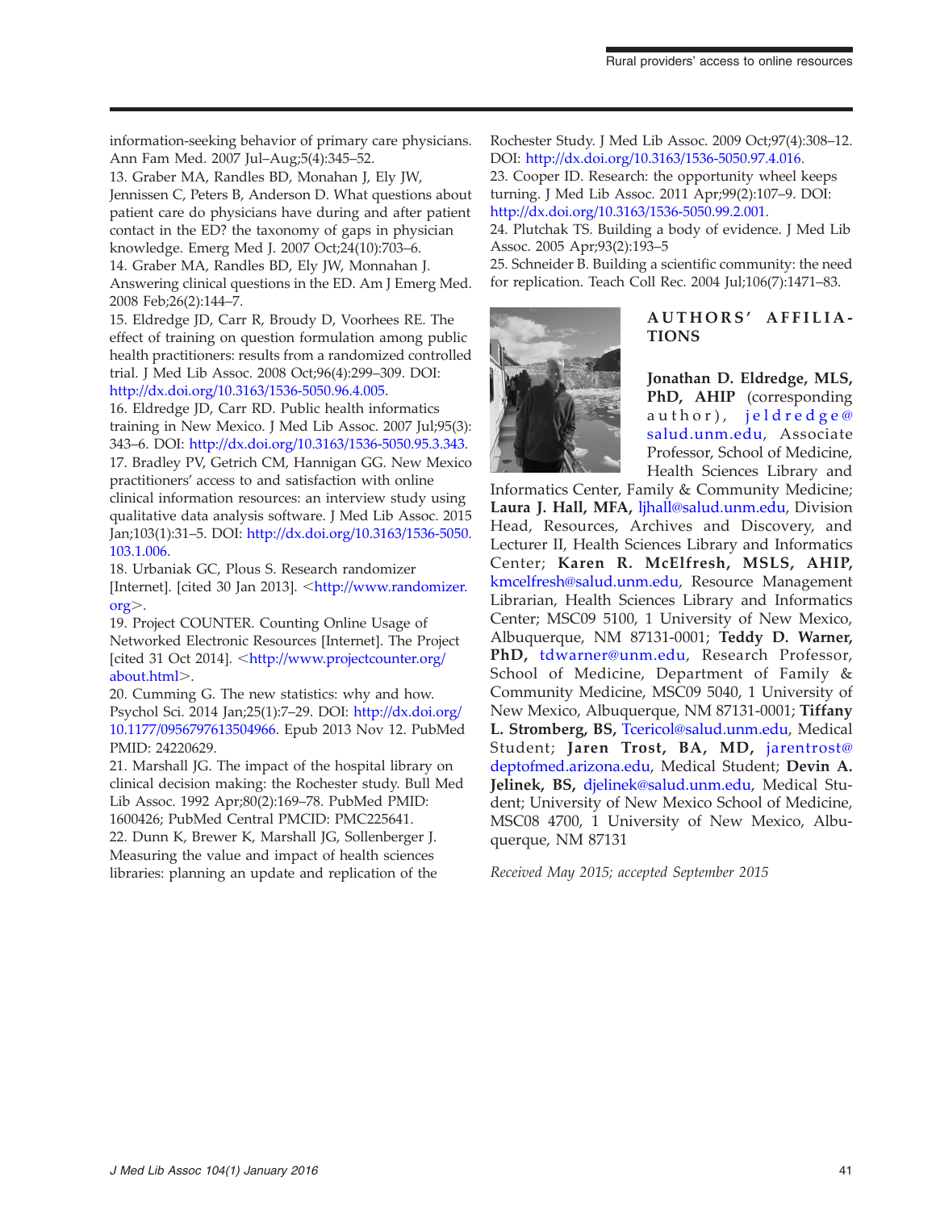information-seeking behavior of primary care physicians. Ann Fam Med. 2007 Jul–Aug;5(4):345–52.

13. Graber MA, Randles BD, Monahan J, Ely JW, Jennissen C, Peters B, Anderson D. What questions about patient care do physicians have during and after patient contact in the ED? the taxonomy of gaps in physician knowledge. Emerg Med J. 2007 Oct;24(10):703–6.

14. Graber MA, Randles BD, Ely JW, Monnahan J. Answering clinical questions in the ED. Am J Emerg Med. 2008 Feb;26(2):144–7.

15. Eldredge JD, Carr R, Broudy D, Voorhees RE. The effect of training on question formulation among public health practitioners: results from a randomized controlled trial. J Med Lib Assoc. 2008 Oct;96(4):299–309. DOI: http://dx.doi.org/10.3163/1536-5050.96.4.005.

16. Eldredge JD, Carr RD. Public health informatics training in New Mexico. J Med Lib Assoc. 2007 Jul;95(3): 343–6. DOI: http://dx.doi.org/10.3163/1536-5050.95.3.343.

17. Bradley PV, Getrich CM, Hannigan GG. New Mexico practitioners' access to and satisfaction with online clinical information resources: an interview study using qualitative data analysis software. J Med Lib Assoc. 2015 Jan;103(1):31–5. DOI: http://dx.doi.org/10.3163/1536-5050.103.1.006.

18. Urbaniak GC, Plous S. Research randomizer [Internet]. [cited 30 Jan 2013]. <http://www.randomizer.org>.

19. Project COUNTER. Counting Online Usage of Networked Electronic Resources [Internet]. The Project [cited 31 Oct 2014]. <http://www.projectcounter.org/about.html>.

20. Cumming G. The new statistics: why and how. Psychol Sci. 2014 Jan;25(1):7–29. DOI: http://dx.doi.org/10.1177/0956797613504966. Epub 2013 Nov 12. PubMed PMID: 24220629.

21. Marshall JG. The impact of the hospital library on clinical decision making: the Rochester study. Bull Med Lib Assoc. 1992 Apr;80(2):169–78. PubMed PMID: 1600426; PubMed Central PMCID: PMC225641.

22. Dunn K, Brewer K, Marshall JG, Sollenberger J. Measuring the value and impact of health sciences libraries: planning an update and replication of the Rochester Study. J Med Lib Assoc. 2009 Oct;97(4):308–12. DOI: http://dx.doi.org/10.3163/1536-5050.97.4.016.

23. Cooper ID. Research: the opportunity wheel keeps turning. J Med Lib Assoc. 2011 Apr;99(2):107–9. DOI: http://dx.doi.org/10.3163/1536-5050.99.2.001.

24. Plutchak TS. Building a body of evidence. J Med Lib Assoc. 2005 Apr;93(2):193–5

25. Schneider B. Building a scientific community: the need for replication. Teach Coll Rec. 2004 Jul;106(7):1471–83.

## AUTHORS' AFFILIATIONS

**Jonathan D. Eldredge, MLS, PhD, AHIP** (corresponding author), jeldredge@salud.unm.edu, Associate Professor, School of Medicine, Health Sciences Library and Informatics Center, Family & Community Medicine; **Laura J. Hall, MFA,** ljhall@salud.unm.edu, Division Head, Resources, Archives and Discovery, and Lecturer II, Health Sciences Library and Informatics Center; **Karen R. McElfresh, MSLS, AHIP,** kmcelfresh@salud.unm.edu, Resource Management Librarian, Health Sciences Library and Informatics Center; MSC09 5100, 1 University of New Mexico, Albuquerque, NM 87131-0001; **Teddy D. Warner, PhD,** tdwarner@unm.edu, Research Professor, School of Medicine, Department of Family & Community Medicine, MSC09 5040, 1 University of New Mexico, Albuquerque, NM 87131-0001; **Tiffany L. Stromberg, BS,** Tcericol@salud.unm.edu, Medical Student; **Jaren Trost, BA, MD,** jarentrost@deptofmed.arizona.edu, Medical Student; **Devin A. Jelinek, BS,** djelinek@salud.unm.edu, Medical Student; University of New Mexico School of Medicine, MSC08 4700, 1 University of New Mexico, Albuquerque, NM 87131

*Received May 2015; accepted September 2015*